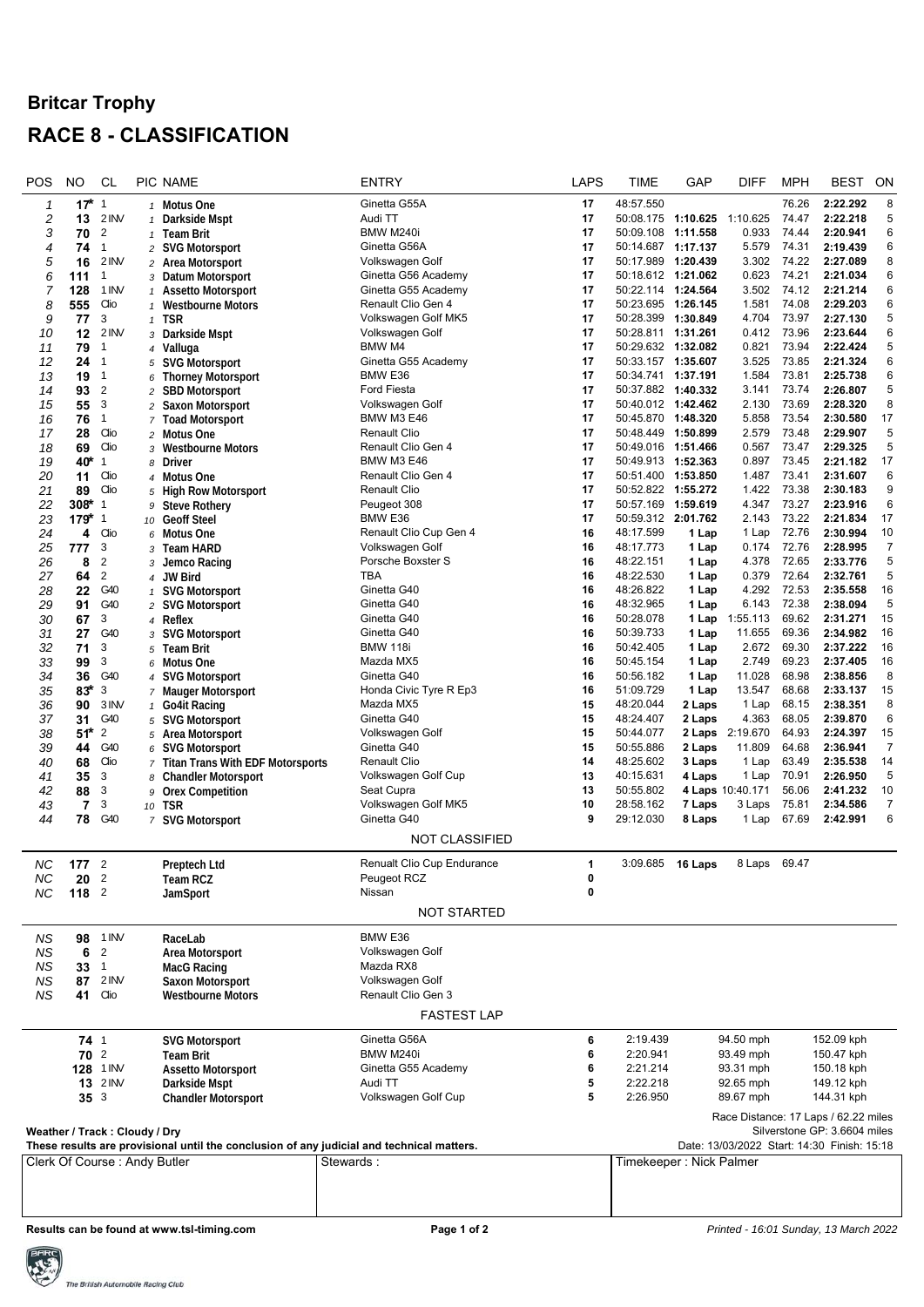## Britcar Trophy

# RACE 8 - CLASSIFICATION

| POS | NO | CL | PIC | NAME | ENTRY | LAPS | TIME | GAP | DIFF | MPH | BEST | ON |
|---|---|---|---|---|---|---|---|---|---|---|---|---|
| 1 | 17* | 1 | 1 | Motus One | Ginetta G55A | 17 | 48:57.550 | | | 76.26 | 2:22.292 | 8 |
| 2 | 13 | 2 INV | 1 | Darkside Mspt | Audi TT | 17 | 50:08.175 | 1:10.625 | 1:10.625 | 74.47 | 2:22.218 | 5 |
| 3 | 70 | 2 | 1 | Team Brit | BMW M240i | 17 | 50:09.108 | 1:11.558 | 0.933 | 74.44 | 2:20.941 | 6 |
| 4 | 74 | 1 | 2 | SVG Motorsport | Ginetta G56A | 17 | 50:14.687 | 1:17.137 | 5.579 | 74.31 | 2:19.439 | 6 |
| 5 | 16 | 2 INV | 2 | Area Motorsport | Volkswagen Golf | 17 | 50:17.989 | 1:20.439 | 3.302 | 74.22 | 2:27.089 | 8 |
| 6 | 111 | 1 | 3 | Datum Motorsport | Ginetta G56 Academy | 17 | 50:18.612 | 1:21.062 | 0.623 | 74.21 | 2:21.034 | 6 |
| 7 | 128 | 1 INV | 1 | Assetto Motorsport | Ginetta G55 Academy | 17 | 50:22.114 | 1:24.564 | 3.502 | 74.12 | 2:21.214 | 6 |
| 8 | 555 | Clio | 1 | Westbourne Motors | Renault Clio Gen 4 | 17 | 50:23.695 | 1:26.145 | 1.581 | 74.08 | 2:29.203 | 6 |
| 9 | 77 | 3 | 1 | TSR | Volkswagen Golf MK5 | 17 | 50:28.399 | 1:30.849 | 4.704 | 73.97 | 2:27.130 | 5 |
| 10 | 12 | 2 INV | 3 | Darkside Mspt | Volkswagen Golf | 17 | 50:28.811 | 1:31.261 | 0.412 | 73.96 | 2:23.644 | 6 |
| 11 | 79 | 1 | 4 | Valluga | BMW M4 | 17 | 50:29.632 | 1:32.082 | 0.821 | 73.94 | 2:22.424 | 5 |
| 12 | 24 | 1 | 5 | SVG Motorsport | Ginetta G55 Academy | 17 | 50:33.157 | 1:35.607 | 3.525 | 73.85 | 2:21.324 | 6 |
| 13 | 19 | 1 | 6 | Thorney Motorsport | BMW E36 | 17 | 50:34.741 | 1:37.191 | 1.584 | 73.81 | 2:25.738 | 6 |
| 14 | 93 | 2 | 2 | SBD Motorsport | Ford Fiesta | 17 | 50:37.882 | 1:40.332 | 3.141 | 73.74 | 2:26.807 | 5 |
| 15 | 55 | 3 | 2 | Saxon Motorsport | Volkswagen Golf | 17 | 50:40.012 | 1:42.462 | 2.130 | 73.69 | 2:28.320 | 8 |
| 16 | 76 | 1 | 7 | Toad Motorsport | BMW M3 E46 | 17 | 50:45.870 | 1:48.320 | 5.858 | 73.54 | 2:30.580 | 17 |
| 17 | 28 | Clio | 2 | Motus One | Renault Clio | 17 | 50:48.449 | 1:50.899 | 2.579 | 73.48 | 2:29.907 | 5 |
| 18 | 69 | Clio | 3 | Westbourne Motors | Renault Clio Gen 4 | 17 | 50:49.016 | 1:51.466 | 0.567 | 73.47 | 2:29.325 | 5 |
| 19 | 40* | 1 | 8 | Driver | BMW M3 E46 | 17 | 50:49.913 | 1:52.363 | 0.897 | 73.45 | 2:21.182 | 17 |
| 20 | 11 | Clio | 4 | Motus One | Renault Clio Gen 4 | 17 | 50:51.400 | 1:53.850 | 1.487 | 73.41 | 2:31.607 | 6 |
| 21 | 89 | Clio | 5 | High Row Motorsport | Renault Clio | 17 | 50:52.822 | 1:55.272 | 1.422 | 73.38 | 2:30.183 | 9 |
| 22 | 308* | 1 | 9 | Steve Rothery | Peugeot 308 | 17 | 50:57.169 | 1:59.619 | 4.347 | 73.27 | 2:23.916 | 6 |
| 23 | 179* | 1 | 10 | Geoff Steel | BMW E36 | 17 | 50:59.312 | 2:01.762 | 2.143 | 73.22 | 2:21.834 | 17 |
| 24 | 4 | Clio | 6 | Motus One | Renault Clio Cup Gen 4 | 16 | 48:17.599 | 1 Lap | 1 Lap | 72.76 | 2:30.994 | 10 |
| 25 | 777 | 3 | 3 | Team HARD | Volkswagen Golf | 16 | 48:17.773 | 1 Lap | 0.174 | 72.76 | 2:28.995 | 7 |
| 26 | 8 | 2 | 3 | Jemco Racing | Porsche Boxster S | 16 | 48:22.151 | 1 Lap | 4.378 | 72.65 | 2:33.776 | 5 |
| 27 | 64 | 2 | 4 | JW Bird | TBA | 16 | 48:22.530 | 1 Lap | 0.379 | 72.64 | 2:32.761 | 5 |
| 28 | 22 | G40 | 1 | SVG Motorsport | Ginetta G40 | 16 | 48:26.822 | 1 Lap | 4.292 | 72.53 | 2:35.558 | 16 |
| 29 | 91 | G40 | 2 | SVG Motorsport | Ginetta G40 | 16 | 48:32.965 | 1 Lap | 6.143 | 72.38 | 2:38.094 | 5 |
| 30 | 67 | 3 | 4 | Reflex | Ginetta G40 | 16 | 50:28.078 | 1 Lap | 1:55.113 | 69.62 | 2:31.271 | 15 |
| 31 | 27 | G40 | 3 | SVG Motorsport | Ginetta G40 | 16 | 50:39.733 | 1 Lap | 11.655 | 69.36 | 2:34.982 | 16 |
| 32 | 71 | 3 | 5 | Team Brit | BMW 118i | 16 | 50:42.405 | 1 Lap | 2.672 | 69.30 | 2:37.222 | 16 |
| 33 | 99 | 3 | 6 | Motus One | Mazda MX5 | 16 | 50:45.154 | 1 Lap | 2.749 | 69.23 | 2:37.405 | 16 |
| 34 | 36 | G40 | 4 | SVG Motorsport | Ginetta G40 | 16 | 50:56.182 | 1 Lap | 11.028 | 68.98 | 2:38.856 | 8 |
| 35 | 83* | 3 | 7 | Mauger Motorsport | Honda Civic Tyre R Ep3 | 16 | 51:09.729 | 1 Lap | 13.547 | 68.68 | 2:33.137 | 15 |
| 36 | 90 | 3 INV | 1 | Go4it Racing | Mazda MX5 | 15 | 48:20.044 | 2 Laps | 1 Lap | 68.15 | 2:38.351 | 8 |
| 37 | 31 | G40 | 5 | SVG Motorsport | Ginetta G40 | 15 | 48:24.407 | 2 Laps | 4.363 | 68.05 | 2:39.870 | 6 |
| 38 | 51* | 2 | 5 | Area Motorsport | Volkswagen Golf | 15 | 50:44.077 | 2 Laps | 2:19.670 | 64.93 | 2:24.397 | 15 |
| 39 | 44 | G40 | 6 | SVG Motorsport | Ginetta G40 | 15 | 50:55.886 | 2 Laps | 11.809 | 64.68 | 2:36.941 | 7 |
| 40 | 68 | Clio | 7 | Titan Trans With EDF Motorsports | Renault Clio | 14 | 48:25.602 | 3 Laps | 1 Lap | 63.49 | 2:35.538 | 14 |
| 41 | 35 | 3 | 8 | Chandler Motorsport | Volkswagen Golf Cup | 13 | 40:15.631 | 4 Laps | 1 Lap | 70.91 | 2:26.950 | 5 |
| 42 | 88 | 3 | 9 | Orex Competition | Seat Cupra | 13 | 50:55.802 | 4 Laps | 10:40.171 | 56.06 | 2:41.232 | 10 |
| 43 | 7 | 3 | 10 | TSR | Volkswagen Golf MK5 | 10 | 28:58.162 | 7 Laps | 3 Laps | 75.81 | 2:34.586 | 7 |
| 44 | 78 | G40 | 7 | SVG Motorsport | Ginetta G40 | 9 | 29:12.030 | 8 Laps | 1 Lap | 67.69 | 2:42.991 | 6 |

NOT CLASSIFIED

| POS | NO | CL | PIC | NAME | ENTRY | LAPS | TIME | GAP | DIFF | MPH | BEST | ON |
|---|---|---|---|---|---|---|---|---|---|---|---|---|
| NC | 177 | 2 | | Preptech Ltd | Renault Clio Cup Endurance | 1 | 3:09.685 | 16 Laps | 8 Laps | 69.47 | | |
| NC | 20 | 2 | | Team RCZ | Peugeot RCZ | 0 | | | | | | |
| NC | 118 | 2 | | JamSport | Nissan | 0 | | | | | | |

NOT STARTED

| POS | NO | CL | NAME | ENTRY |
|---|---|---|---|---|
| NS | 98 | 1 INV | RaceLab | BMW E36 |
| NS | 6 | 2 | Area Motorsport | Volkswagen Golf |
| NS | 33 | 1 | MacG Racing | Mazda RX8 |
| NS | 87 | 2 INV | Saxon Motorsport | Volkswagen Golf |
| NS | 41 | Clio | Westbourne Motors | Renault Clio Gen 3 |

FASTEST LAP

| NO | CL | NAME | ENTRY | ON | TIME | MPH | KPH |
|---|---|---|---|---|---|---|---|
| 74 | 1 | SVG Motorsport | Ginetta G56A | 6 | 2:19.439 | 94.50 mph | 152.09 kph |
| 70 | 2 | Team Brit | BMW M240i | 6 | 2:20.941 | 93.49 mph | 150.47 kph |
| 128 | 1 INV | Assetto Motorsport | Ginetta G55 Academy | 6 | 2:21.214 | 93.31 mph | 150.18 kph |
| 13 | 2 INV | Darkside Mspt | Audi TT | 5 | 2:22.218 | 92.65 mph | 149.12 kph |
| 35 | 3 | Chandler Motorsport | Volkswagen Golf Cup | 5 | 2:26.950 | 89.67 mph | 144.31 kph |

Race Distance: 17 Laps / 62.22 miles

Silverstone GP: 3.6604 miles

Weather / Track : Cloudy / Dry

These results are provisional until the conclusion of any judicial and technical matters.

Date: 13/03/2022 Start: 14:30 Finish: 15:18

| Clerk Of Course : Andy Butler | Stewards : | Timekeeper : Nick Palmer |
|---|---|---|

Results can be found at www.tsl-timing.com

Printed - 16:01 Sunday, 13 March 2022

The British Automobile Racing Club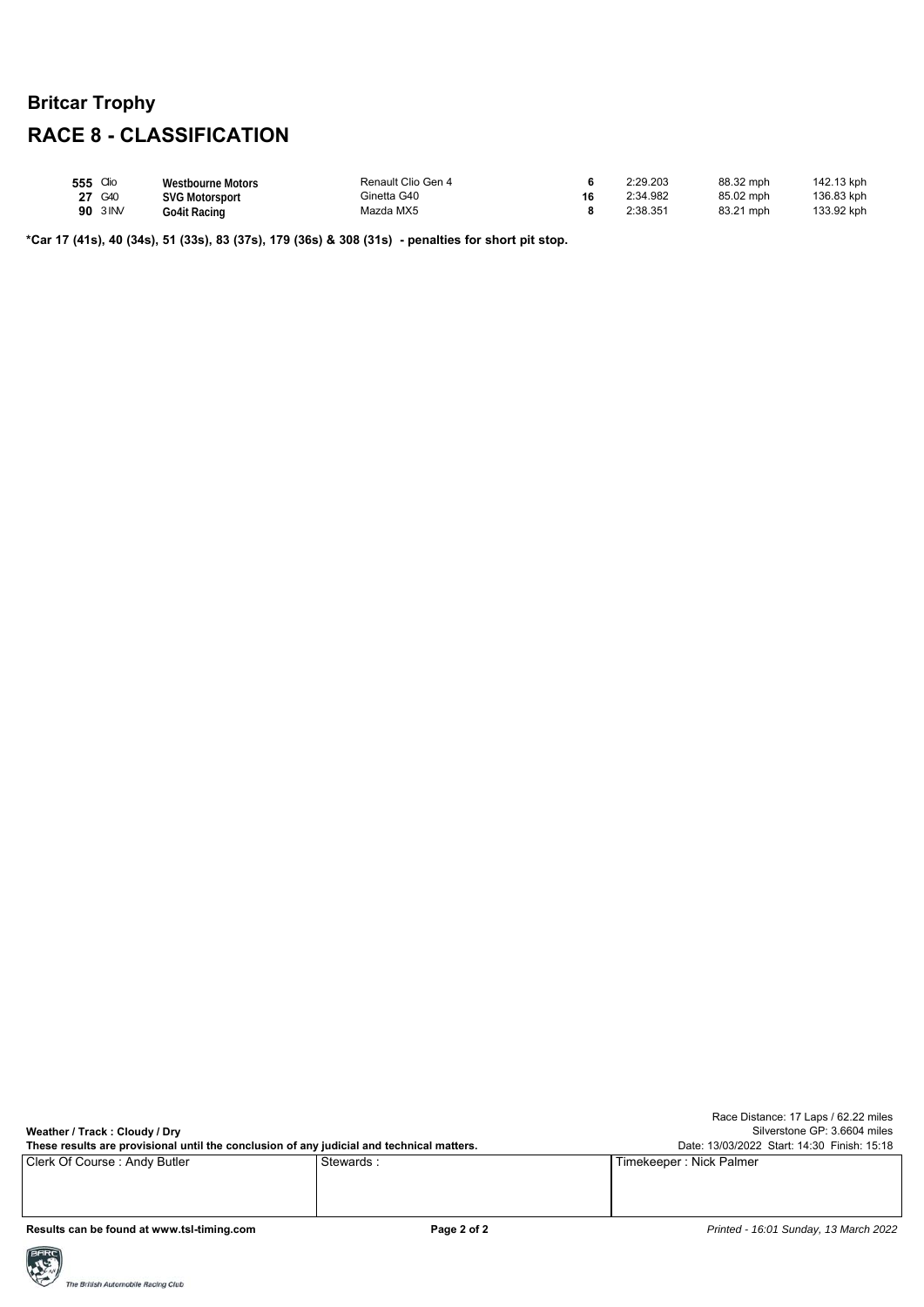## Britcar Trophy

# RACE 8 - CLASSIFICATION

| | | | | | | | |
|---|---|---|---|---|---|---|---|
| **555** | Clio | **Westbourne Motors** | Renault Clio Gen 4 | **6** | 2:29.203 | 88.32 mph | 142.13 kph |
| **27** | G40 | **SVG Motorsport** | Ginetta G40 | **16** | 2:34.982 | 85.02 mph | 136.83 kph |
| **90** | 3 INV | **Go4it Racing** | Mazda MX5 | **8** | 2:38.351 | 83.21 mph | 133.92 kph |

**\*Car 17 (41s), 40 (34s), 51 (33s), 83 (37s), 179 (36s) & 308 (31s) - penalties for short pit stop.**

**Weather / Track : Cloudy / Dry**

**These results are provisional until the conclusion of any judicial and technical matters.**

Race Distance: 17 Laps / 62.22 miles
Silverstone GP: 3.6604 miles
Date: 13/03/2022 Start: 14:30 Finish: 15:18

| | | |
|---|---|---|
| Clerk Of Course : Andy Butler | Stewards : | Timekeeper : Nick Palmer |

**Results can be found at www.tsl-timing.com**

*Printed - 16:01 Sunday, 13 March 2022*

The British Automobile Racing Club